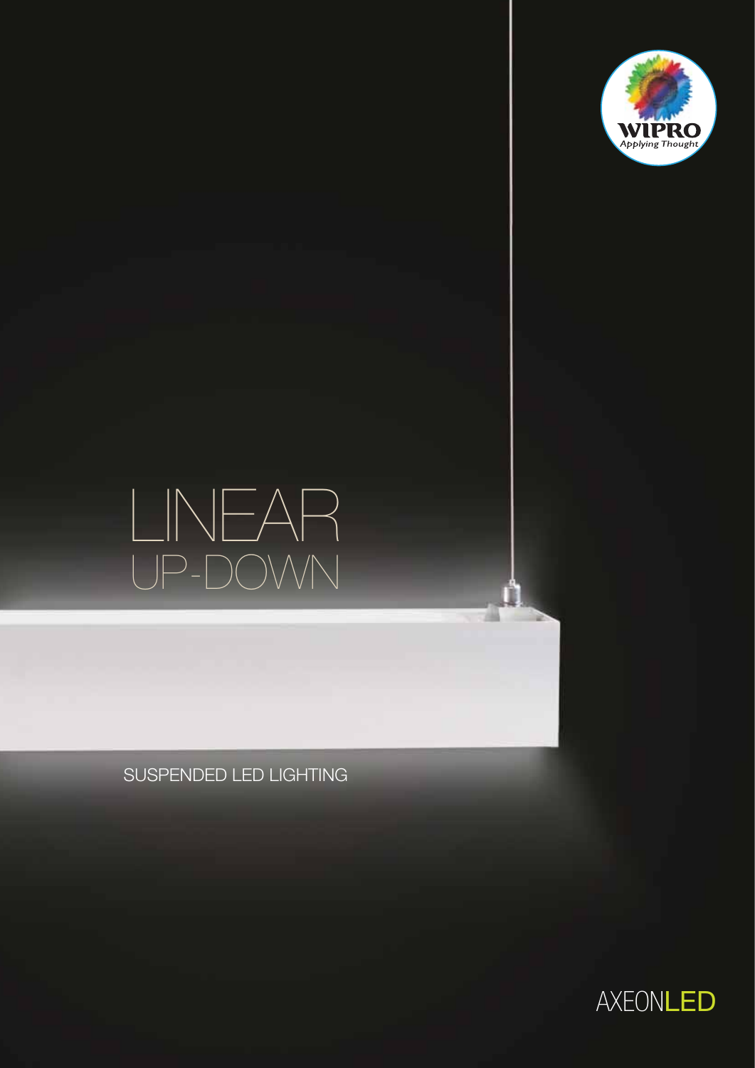WIPRO
Applying Thought

# LINEAR
## UP-DOWN

SUSPENDED LED LIGHTING

AXEONLED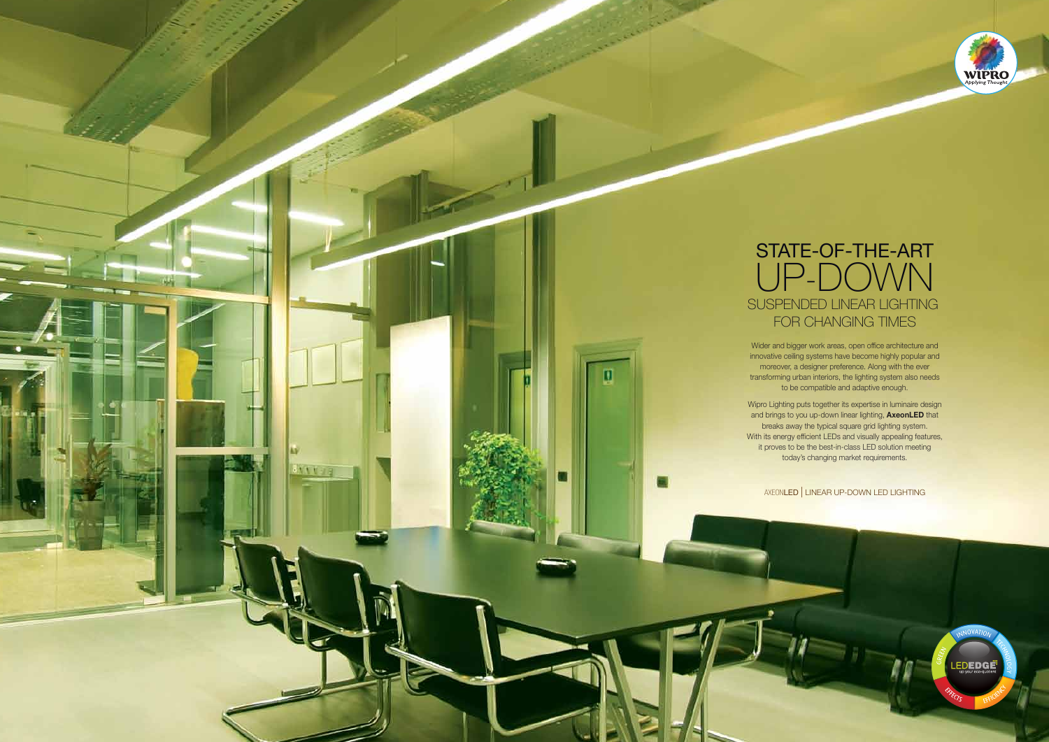# STATE-OF-THE-ART UP-DOWN SUSPENDED LINEAR LIGHTING FOR CHANGING TIMES

Wider and bigger work areas, open office architecture and innovative ceiling systems have become highly popular and moreover, a designer preference. Along with the ever transforming urban interiors, the lighting system also needs to be compatible and adaptive enough.

Wipro Lighting puts together its expertise in luminaire design and brings to you up-down linear lighting, **AxeonLED** that breaks away the typical square grid lighting system. With its energy efficient LEDs and visually appealing features, it proves to be the best-in-class LED solution meeting today's changing market requirements.

AXEONLED | LINEAR UP-DOWN LED LIGHTING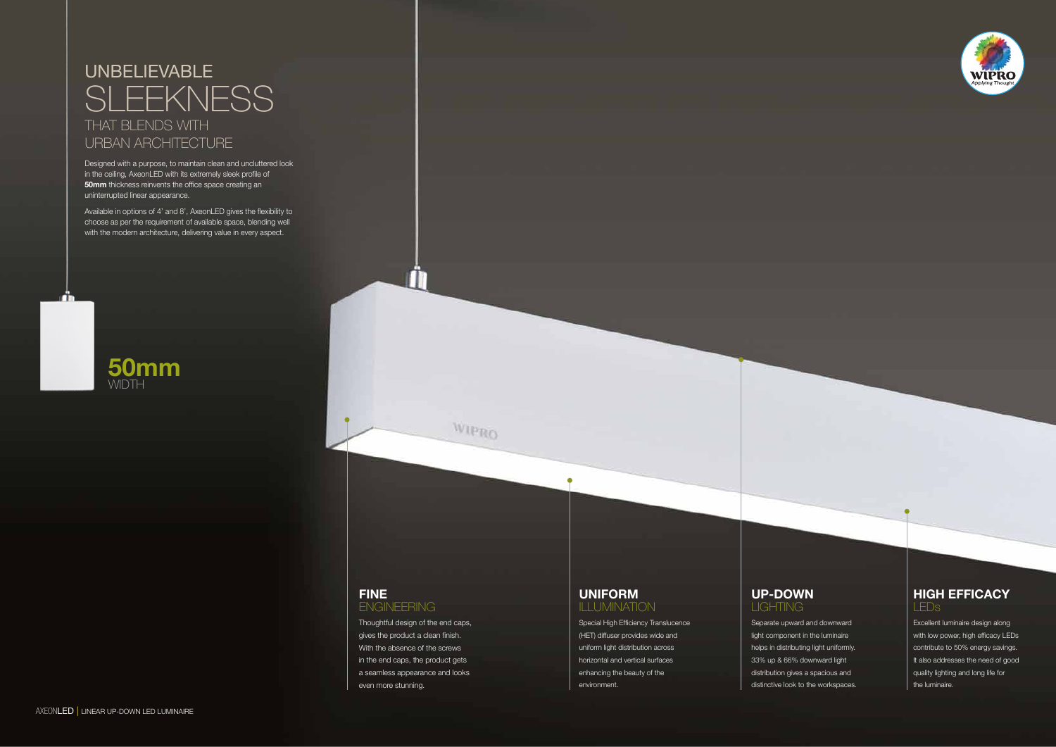# UNBELIEVABLE SLEEKNESS THAT BLENDS WITH URBAN ARCHITECTURE

Designed with a purpose, to maintain clean and uncluttered look in the ceiling, AxeonLED with its extremely sleek profile of **50mm** thickness reinvents the office space creating an uninterrupted linear appearance.

Available in options of 4' and 8', AxeonLED gives the flexibility to choose as per the requirement of available space, blending well with the modern architecture, delivering value in every aspect.

**50mm** WIDTH

WIPRO

## FINE ENGINEERING

Thoughtful design of the end caps, gives the product a clean finish. With the absence of the screws in the end caps, the product gets a seamless appearance and looks even more stunning.

## UNIFORM ILLUMINATION

Special High Efficiency Translucence (HET) diffuser provides wide and uniform light distribution across horizontal and vertical surfaces enhancing the beauty of the environment.

## UP-DOWN LIGHTING

Separate upward and downward light component in the luminaire helps in distributing light uniformly. 33% up & 66% downward light distribution gives a spacious and distinctive look to the workspaces.

## HIGH EFFICACY LEDs

Excellent luminaire design along with low power, high efficacy LEDs contribute to 50% energy savings. It also addresses the need of good quality lighting and long life for the luminaire.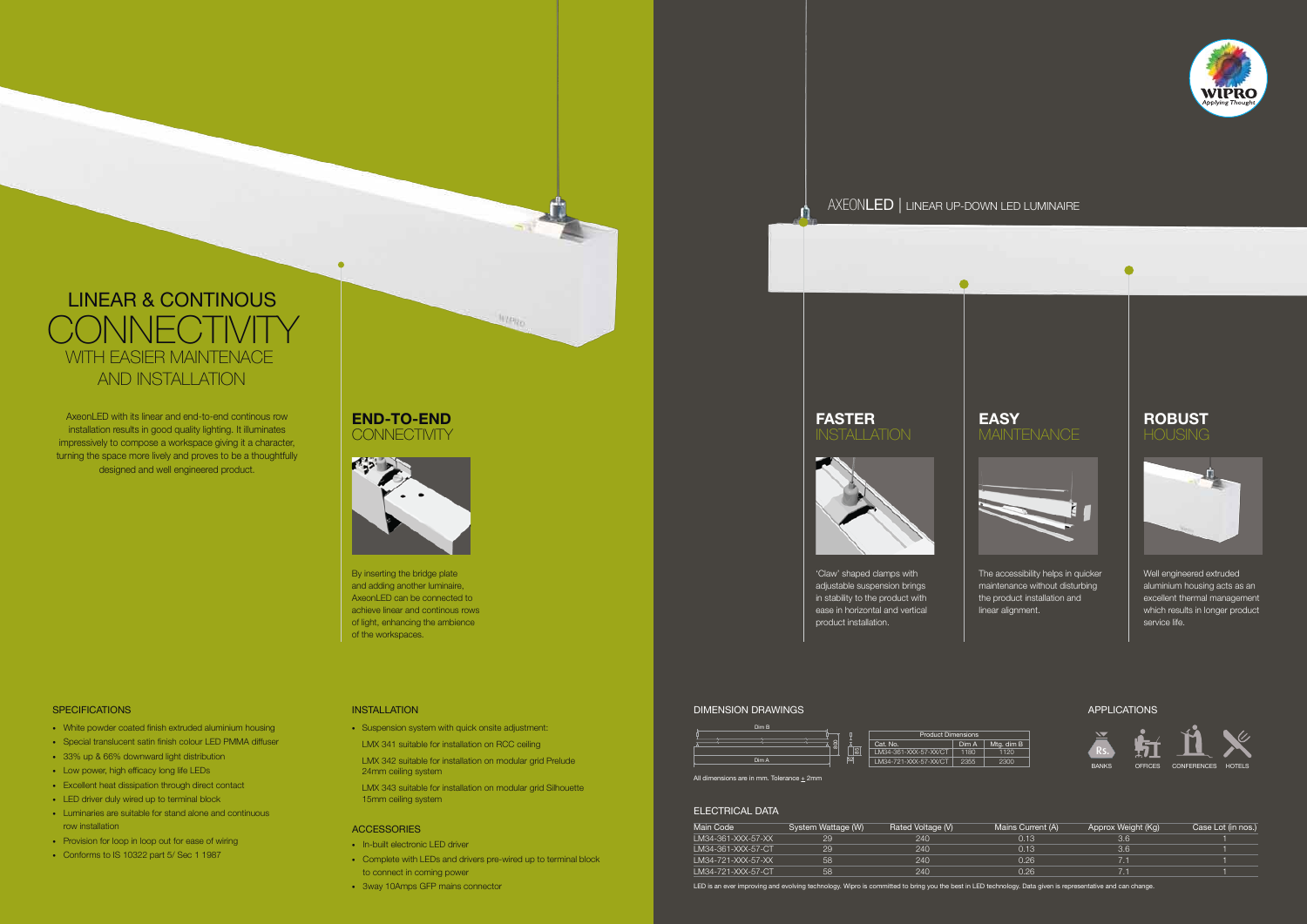# LINEAR & CONTINOUS CONNECTIVITY WITH EASIER MAINTENACE AND INSTALLATION

AxeonLED with its linear and end-to-end continous row installation results in good quality lighting. It illuminates impressively to compose a workspace giving it a character, turning the space more lively and proves to be a thoughtfully designed and well engineered product.

## END-TO-END CONNECTIVITY

By inserting the bridge plate and adding another luminaire, AxeonLED can be connected to achieve linear and continous rows of light, enhancing the ambience of the workspaces.

# AXEONLED | LINEAR UP-DOWN LED LUMINAIRE

## FASTER INSTALLATION

'Claw' shaped clamps with adjustable suspension brings in stability to the product with ease in horizontal and vertical product installation.

## EASY MAINTENANCE

The accessibility helps in quicker maintenance without disturbing the product installation and linear alignment.

## ROBUST HOUSING

Well engineered extruded aluminium housing acts as an excellent thermal management which results in longer product service life.

### SPECIFICATIONS

- White powder coated finish extruded aluminium housing
- Special translucent satin finish colour LED PMMA diffuser
- 33% up & 66% downward light distribution
- Low power, high efficacy long life LEDs
- Excellent heat dissipation through direct contact
- LED driver duly wired up to terminal block
- Luminaries are suitable for stand alone and continuous row installation
- Provision for loop in loop out for ease of wiring
- Conforms to IS 10322 part 5/ Sec 1 1987

### INSTALLATION

- Suspension system with quick onsite adjustment:

  LMX 341 suitable for installation on RCC ceiling

  LMX 342 suitable for installation on modular grid Prelude 24mm ceiling system

  LMX 343 suitable for installation on modular grid Silhouette 15mm ceiling system

### ACCESSORIES

- In-built electronic LED driver
- Complete with LEDs and drivers pre-wired up to terminal block to connect in coming power
- 3way 10Amps GFP mains connector

### DIMENSION DRAWINGS

| Product Dimensions | | |
|---|---|---|
| Cat. No. | Dim A | Mtg. dim B |
| LM34-361-XXX-57-XX/CT | 1180 | 1120 |
| LM34-721-XXX-57-XX/CT | 2355 | 2300 |

All dimensions are in mm. Tolerance ± 2mm

### APPLICATIONS

BANKS, OFFICES, CONFERENCES, HOTELS

### ELECTRICAL DATA

| Main Code | System Wattage (W) | Rated Voltage (V) | Mains Current (A) | Approx Weight (Kg) | Case Lot (in nos.) |
|---|---|---|---|---|---|
| LM34-361-XXX-57-XX | 29 | 240 | 0.13 | 3.6 | 1 |
| LM34-361-XXX-57-CT | 29 | 240 | 0.13 | 3.6 | 1 |
| LM34-721-XXX-57-XX | 58 | 240 | 0.26 | 7.1 | 1 |
| LM34-721-XXX-57-CT | 58 | 240 | 0.26 | 7.1 | 1 |

LED is an ever improving and evolving technology. Wipro is committed to bring you the best in LED technology. Data given is representative and can change.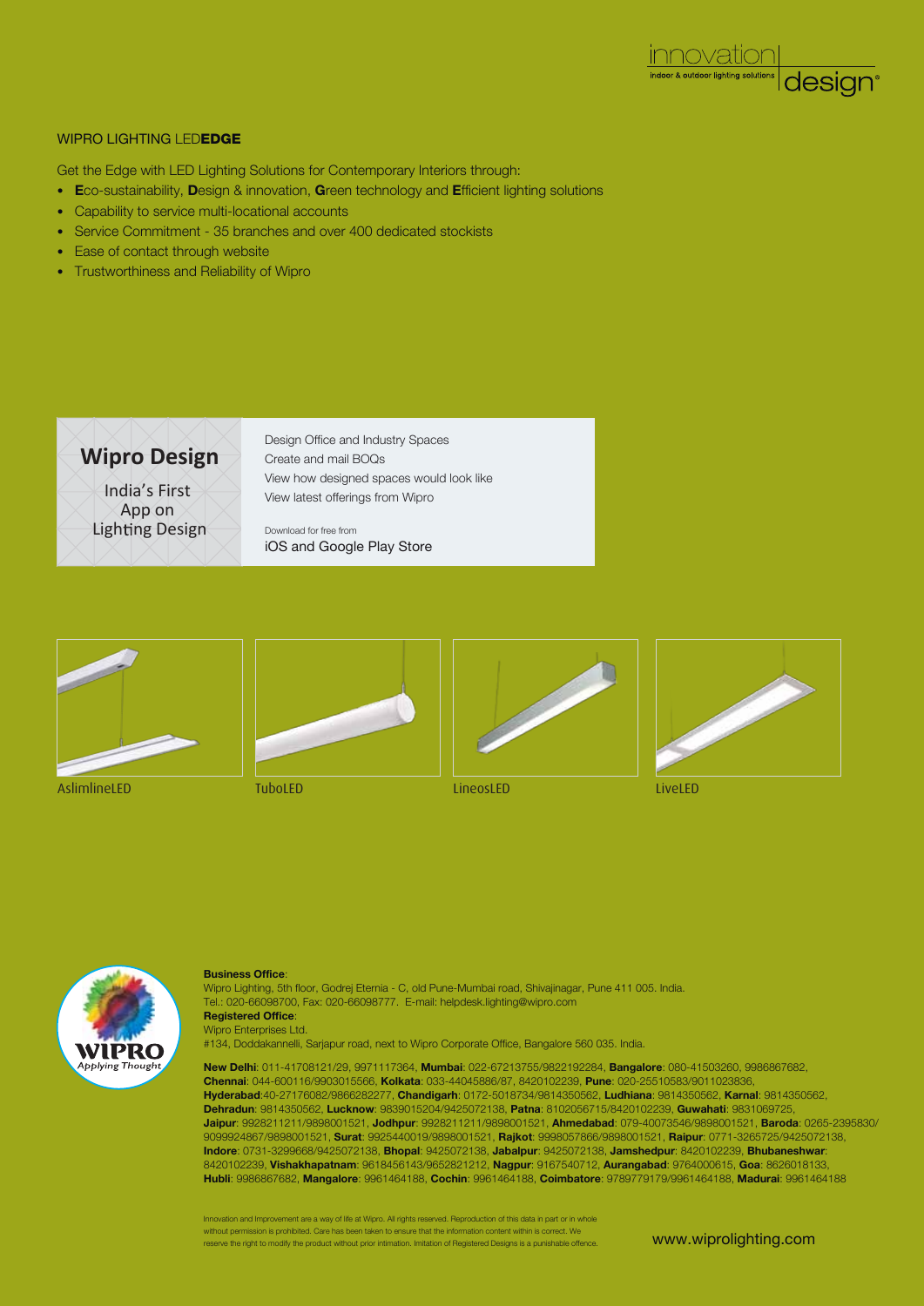innovation | indoor & outdoor lighting solutions | design®

## WIPRO LIGHTING LED**EDGE**

Get the Edge with LED Lighting Solutions for Contemporary Interiors through:

- **E**co-sustainability, **D**esign & innovation, **G**reen technology and **E**fficient lighting solutions
- Capability to service multi-locational accounts
- Service Commitment - 35 branches and over 400 dedicated stockists
- Ease of contact through website
- Trustworthiness and Reliability of Wipro

### Wipro Design

India's First App on Lighting Design

Design Office and Industry Spaces
Create and mail BOQs
View how designed spaces would look like
View latest offerings from Wipro

Download for free from
iOS and Google Play Store

AslimlineLED

TuboLED

LineosLED

LiveLED

**Business Office**:
Wipro Lighting, 5th floor, Godrej Eternia - C, old Pune-Mumbai road, Shivajinagar, Pune 411 005. India.
Tel.: 020-66098700, Fax: 020-66098777. E-mail: helpdesk.lighting@wipro.com
**Registered Office**:
Wipro Enterprises Ltd.
#134, Doddakannelli, Sarjapur road, next to Wipro Corporate Office, Bangalore 560 035. India.

**New Delhi**: 011-41708121/29, 9971117364, **Mumbai**: 022-67213755/9822192284, **Bangalore**: 080-41503260, 9986867682, **Chennai**: 044-600116/9903015566, **Kolkata**: 033-44045886/87, 8420102239, **Pune**: 020-25510583/9011023836, **Hyderabad**:40-27176082/9866282277, **Chandigarh**: 0172-5018734/9814350562, **Ludhiana**: 9814350562, **Karnal**: 9814350562, **Dehradun**: 9814350562, **Lucknow**: 9839015204/9425072138, **Patna**: 8102056715/8420102239, **Guwahati**: 9831069725, **Jaipur**: 9928211211/9898001521, **Jodhpur**: 9928211211/9898001521, **Ahmedabad**: 079-40073546/9898001521, **Baroda**: 0265-2395830/ 9099924867/9898001521, **Surat**: 9925440019/9898001521, **Rajkot**: 9998057866/9898001521, **Raipur**: 0771-3265725/9425072138, **Indore**: 0731-3299668/9425072138, **Bhopal**: 9425072138, **Jabalpur**: 9425072138, **Jamshedpur**: 8420102239, **Bhubaneshwar**: 8420102239, **Vishakhapatnam**: 9618456143/9652821212, **Nagpur**: 9167540712, **Aurangabad**: 9764000615, **Goa**: 8626018133, **Hubli**: 9986867682, **Mangalore**: 9961464188, **Cochin**: 9961464188, **Coimbatore**: 9789779179/9961464188, **Madurai**: 9961464188

Innovation and Improvement are a way of life at Wipro. All rights reserved. Reproduction of this data in part or in whole without permission is prohibited. Care has been taken to ensure that the information content within is correct. We reserve the right to modify the product without prior intimation. Imitation of Registered Designs is a punishable offence.

www.wiprolighting.com